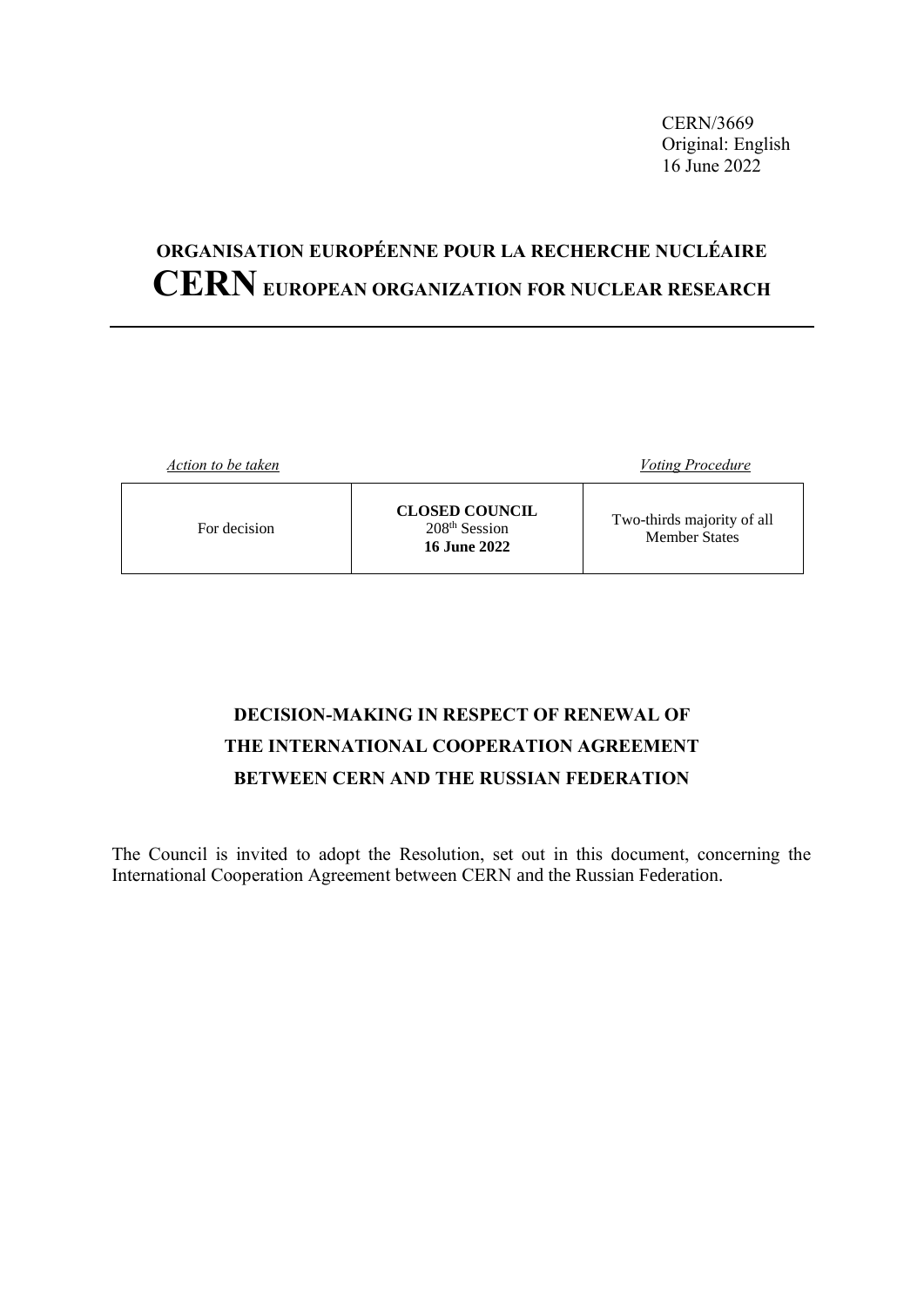CERN/3669
Original: English
16 June 2022

# ORGANISATION EUROPÉENNE POUR LA RECHERCHE NUCLÉAIRE
# CERN EUROPEAN ORGANIZATION FOR NUCLEAR RESEARCH

| *Action to be taken* | | *Voting Procedure* |
|---|---|---|
| For decision | **CLOSED COUNCIL** 208th Session **16 June 2022** | Two-thirds majority of all Member States |

## DECISION-MAKING IN RESPECT OF RENEWAL OF THE INTERNATIONAL COOPERATION AGREEMENT BETWEEN CERN AND THE RUSSIAN FEDERATION

The Council is invited to adopt the Resolution, set out in this document, concerning the International Cooperation Agreement between CERN and the Russian Federation.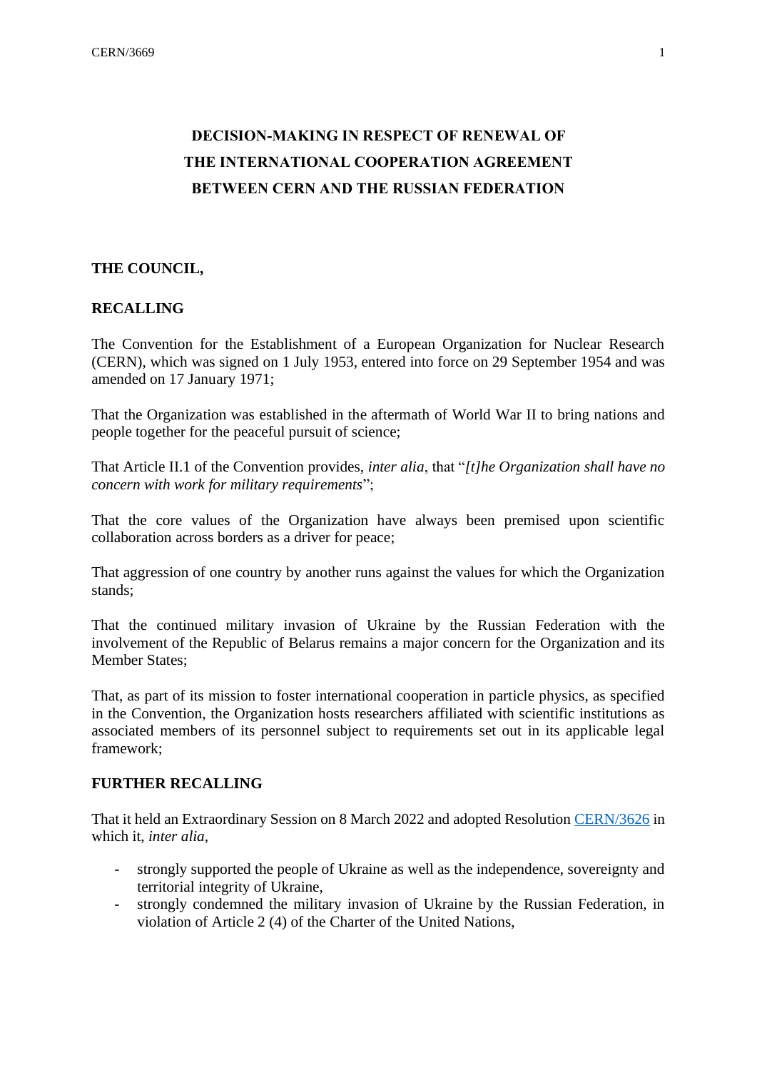# DECISION-MAKING IN RESPECT OF RENEWAL OF THE INTERNATIONAL COOPERATION AGREEMENT BETWEEN CERN AND THE RUSSIAN FEDERATION

**THE COUNCIL,**

**RECALLING**

The Convention for the Establishment of a European Organization for Nuclear Research (CERN), which was signed on 1 July 1953, entered into force on 29 September 1954 and was amended on 17 January 1971;

That the Organization was established in the aftermath of World War II to bring nations and people together for the peaceful pursuit of science;

That Article II.1 of the Convention provides, *inter alia*, that "*[t]he Organization shall have no concern with work for military requirements*";

That the core values of the Organization have always been premised upon scientific collaboration across borders as a driver for peace;

That aggression of one country by another runs against the values for which the Organization stands;

That the continued military invasion of Ukraine by the Russian Federation with the involvement of the Republic of Belarus remains a major concern for the Organization and its Member States;

That, as part of its mission to foster international cooperation in particle physics, as specified in the Convention, the Organization hosts researchers affiliated with scientific institutions as associated members of its personnel subject to requirements set out in its applicable legal framework;

**FURTHER RECALLING**

That it held an Extraordinary Session on 8 March 2022 and adopted Resolution CERN/3626 in which it, *inter alia*,

- strongly supported the people of Ukraine as well as the independence, sovereignty and territorial integrity of Ukraine,
- strongly condemned the military invasion of Ukraine by the Russian Federation, in violation of Article 2 (4) of the Charter of the United Nations,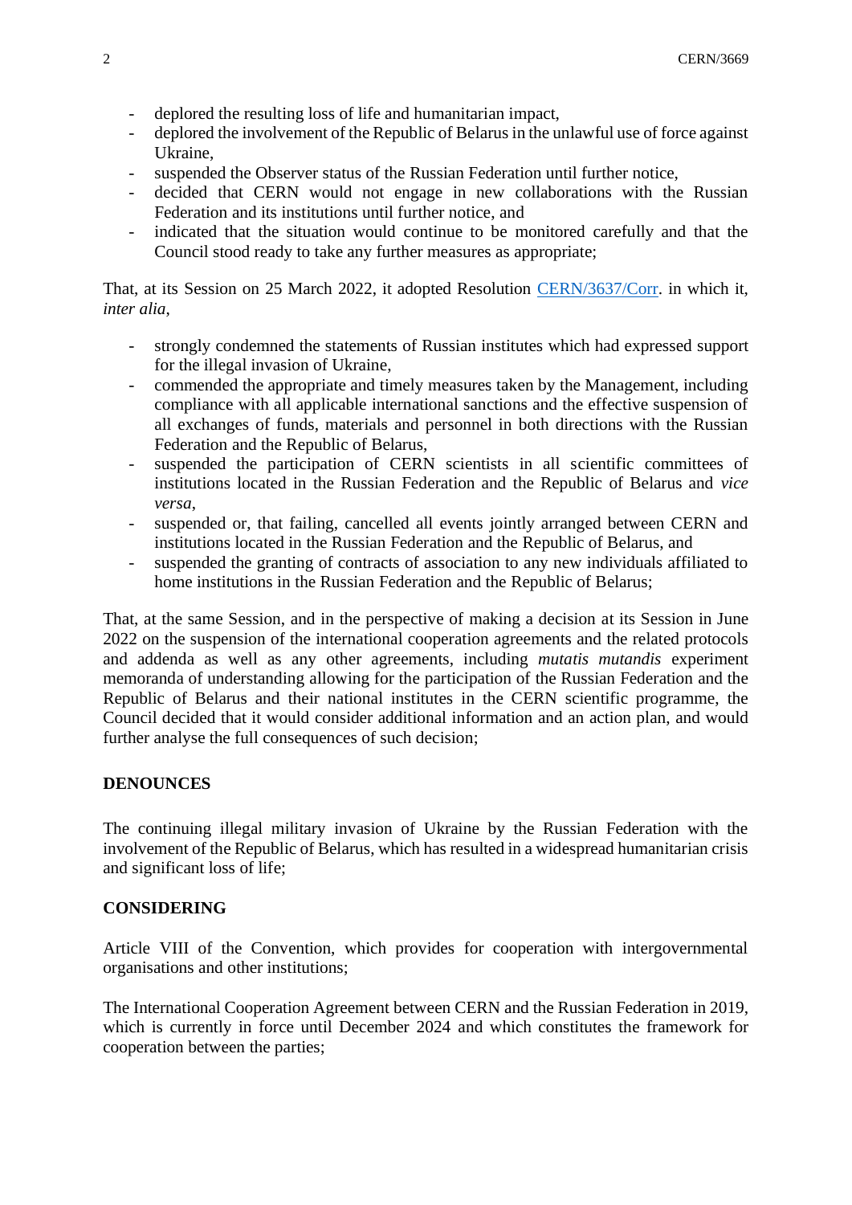- deplored the resulting loss of life and humanitarian impact,
- deplored the involvement of the Republic of Belarus in the unlawful use of force against Ukraine,
- suspended the Observer status of the Russian Federation until further notice,
- decided that CERN would not engage in new collaborations with the Russian Federation and its institutions until further notice, and
- indicated that the situation would continue to be monitored carefully and that the Council stood ready to take any further measures as appropriate;

That, at its Session on 25 March 2022, it adopted Resolution CERN/3637/Corr. in which it, *inter alia*,

- strongly condemned the statements of Russian institutes which had expressed support for the illegal invasion of Ukraine,
- commended the appropriate and timely measures taken by the Management, including compliance with all applicable international sanctions and the effective suspension of all exchanges of funds, materials and personnel in both directions with the Russian Federation and the Republic of Belarus,
- suspended the participation of CERN scientists in all scientific committees of institutions located in the Russian Federation and the Republic of Belarus and *vice versa*,
- suspended or, that failing, cancelled all events jointly arranged between CERN and institutions located in the Russian Federation and the Republic of Belarus, and
- suspended the granting of contracts of association to any new individuals affiliated to home institutions in the Russian Federation and the Republic of Belarus;

That, at the same Session, and in the perspective of making a decision at its Session in June 2022 on the suspension of the international cooperation agreements and the related protocols and addenda as well as any other agreements, including *mutatis mutandis* experiment memoranda of understanding allowing for the participation of the Russian Federation and the Republic of Belarus and their national institutes in the CERN scientific programme, the Council decided that it would consider additional information and an action plan, and would further analyse the full consequences of such decision;

**DENOUNCES**

The continuing illegal military invasion of Ukraine by the Russian Federation with the involvement of the Republic of Belarus, which has resulted in a widespread humanitarian crisis and significant loss of life;

**CONSIDERING**

Article VIII of the Convention, which provides for cooperation with intergovernmental organisations and other institutions;

The International Cooperation Agreement between CERN and the Russian Federation in 2019, which is currently in force until December 2024 and which constitutes the framework for cooperation between the parties;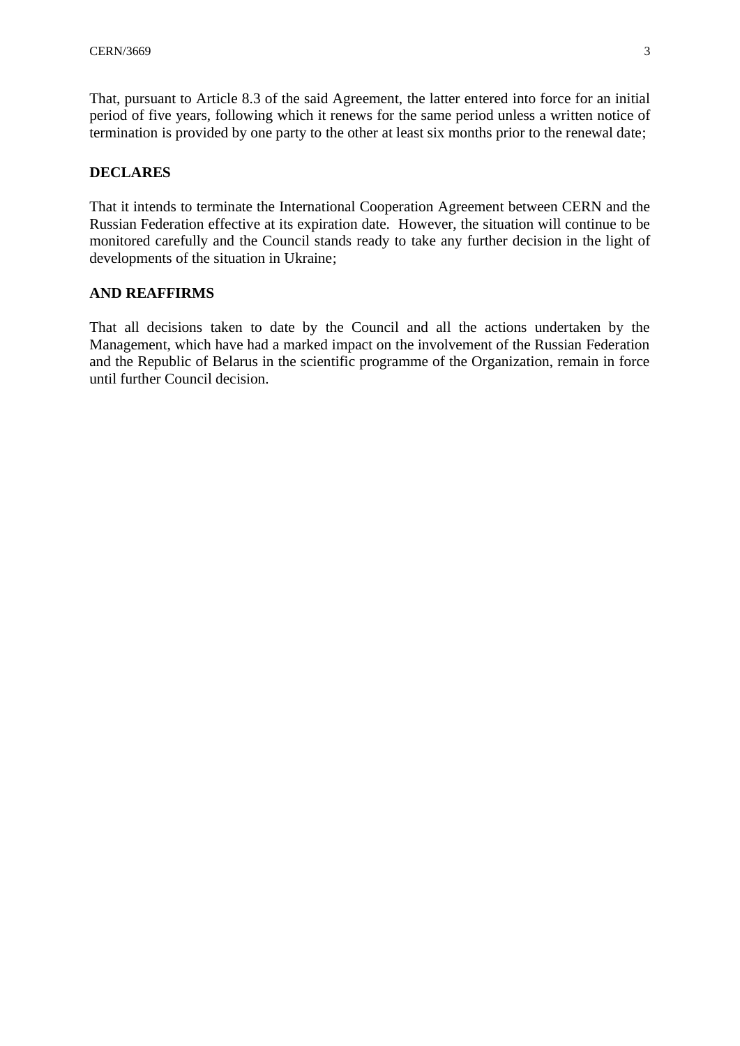That, pursuant to Article 8.3 of the said Agreement, the latter entered into force for an initial period of five years, following which it renews for the same period unless a written notice of termination is provided by one party to the other at least six months prior to the renewal date;

**DECLARES**

That it intends to terminate the International Cooperation Agreement between CERN and the Russian Federation effective at its expiration date. However, the situation will continue to be monitored carefully and the Council stands ready to take any further decision in the light of developments of the situation in Ukraine;

**AND REAFFIRMS**

That all decisions taken to date by the Council and all the actions undertaken by the Management, which have had a marked impact on the involvement of the Russian Federation and the Republic of Belarus in the scientific programme of the Organization, remain in force until further Council decision.